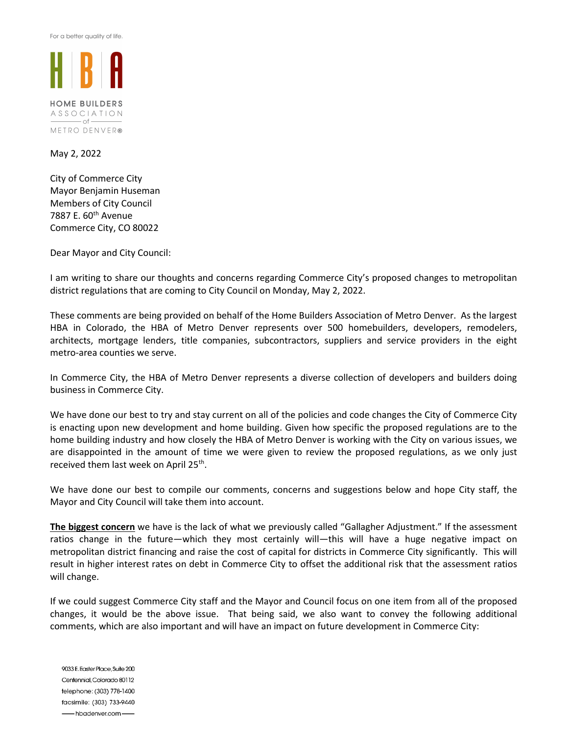For a better quality of life.

HOME BUILDERS ASSOCIATION of METRO DENVER®

May 2, 2022

City of Commerce City
Mayor Benjamin Huseman
Members of City Council
7887 E. 60th Avenue
Commerce City, CO 80022

Dear Mayor and City Council:

I am writing to share our thoughts and concerns regarding Commerce City's proposed changes to metropolitan district regulations that are coming to City Council on Monday, May 2, 2022.

These comments are being provided on behalf of the Home Builders Association of Metro Denver. As the largest HBA in Colorado, the HBA of Metro Denver represents over 500 homebuilders, developers, remodelers, architects, mortgage lenders, title companies, subcontractors, suppliers and service providers in the eight metro-area counties we serve.

In Commerce City, the HBA of Metro Denver represents a diverse collection of developers and builders doing business in Commerce City.

We have done our best to try and stay current on all of the policies and code changes the City of Commerce City is enacting upon new development and home building. Given how specific the proposed regulations are to the home building industry and how closely the HBA of Metro Denver is working with the City on various issues, we are disappointed in the amount of time we were given to review the proposed regulations, as we only just received them last week on April 25th.

We have done our best to compile our comments, concerns and suggestions below and hope City staff, the Mayor and City Council will take them into account.

**The biggest concern** we have is the lack of what we previously called "Gallagher Adjustment." If the assessment ratios change in the future—which they most certainly will—this will have a huge negative impact on metropolitan district financing and raise the cost of capital for districts in Commerce City significantly. This will result in higher interest rates on debt in Commerce City to offset the additional risk that the assessment ratios will change.

If we could suggest Commerce City staff and the Mayor and Council focus on one item from all of the proposed changes, it would be the above issue. That being said, we also want to convey the following additional comments, which are also important and will have an impact on future development in Commerce City:

9033 E. Easter Place, Suite 200
Centennial, Colorado 80112
telephone: (303) 778-1400
facsimile: (303) 733-9440
hbadenver.com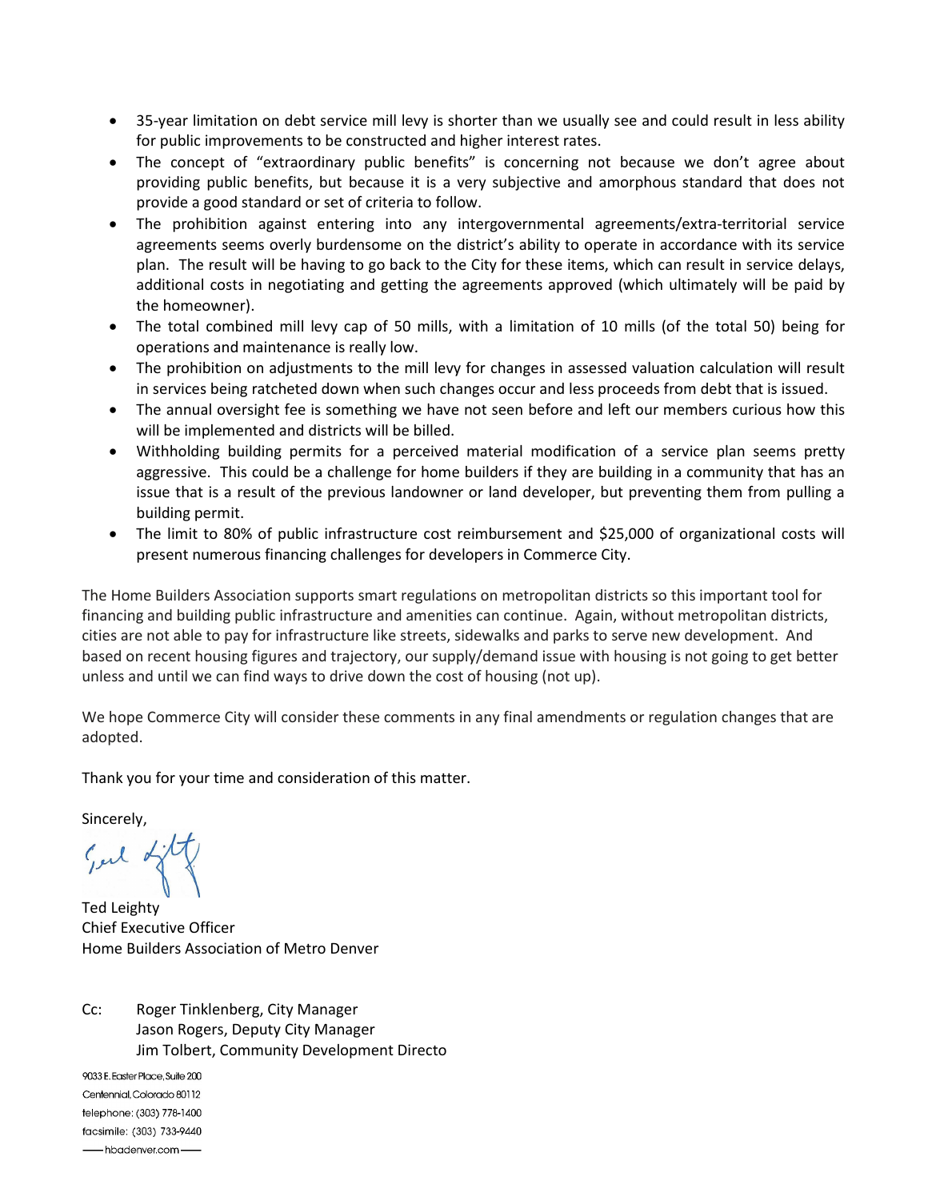- 35-year limitation on debt service mill levy is shorter than we usually see and could result in less ability for public improvements to be constructed and higher interest rates.
- The concept of "extraordinary public benefits" is concerning not because we don't agree about providing public benefits, but because it is a very subjective and amorphous standard that does not provide a good standard or set of criteria to follow.
- The prohibition against entering into any intergovernmental agreements/extra-territorial service agreements seems overly burdensome on the district's ability to operate in accordance with its service plan. The result will be having to go back to the City for these items, which can result in service delays, additional costs in negotiating and getting the agreements approved (which ultimately will be paid by the homeowner).
- The total combined mill levy cap of 50 mills, with a limitation of 10 mills (of the total 50) being for operations and maintenance is really low.
- The prohibition on adjustments to the mill levy for changes in assessed valuation calculation will result in services being ratcheted down when such changes occur and less proceeds from debt that is issued.
- The annual oversight fee is something we have not seen before and left our members curious how this will be implemented and districts will be billed.
- Withholding building permits for a perceived material modification of a service plan seems pretty aggressive. This could be a challenge for home builders if they are building in a community that has an issue that is a result of the previous landowner or land developer, but preventing them from pulling a building permit.
- The limit to 80% of public infrastructure cost reimbursement and $25,000 of organizational costs will present numerous financing challenges for developers in Commerce City.

The Home Builders Association supports smart regulations on metropolitan districts so this important tool for financing and building public infrastructure and amenities can continue. Again, without metropolitan districts, cities are not able to pay for infrastructure like streets, sidewalks and parks to serve new development. And based on recent housing figures and trajectory, our supply/demand issue with housing is not going to get better unless and until we can find ways to drive down the cost of housing (not up).

We hope Commerce City will consider these comments in any final amendments or regulation changes that are adopted.

Thank you for your time and consideration of this matter.

Sincerely,

Ted Leighty
Chief Executive Officer
Home Builders Association of Metro Denver

Cc: Roger Tinklenberg, City Manager
Jason Rogers, Deputy City Manager
Jim Tolbert, Community Development Directo

9033 E. Easter Place, Suite 200
Centennial, Colorado 80112
telephone: (303) 778-1400
facsimile: (303) 733-9440
hbadenver.com